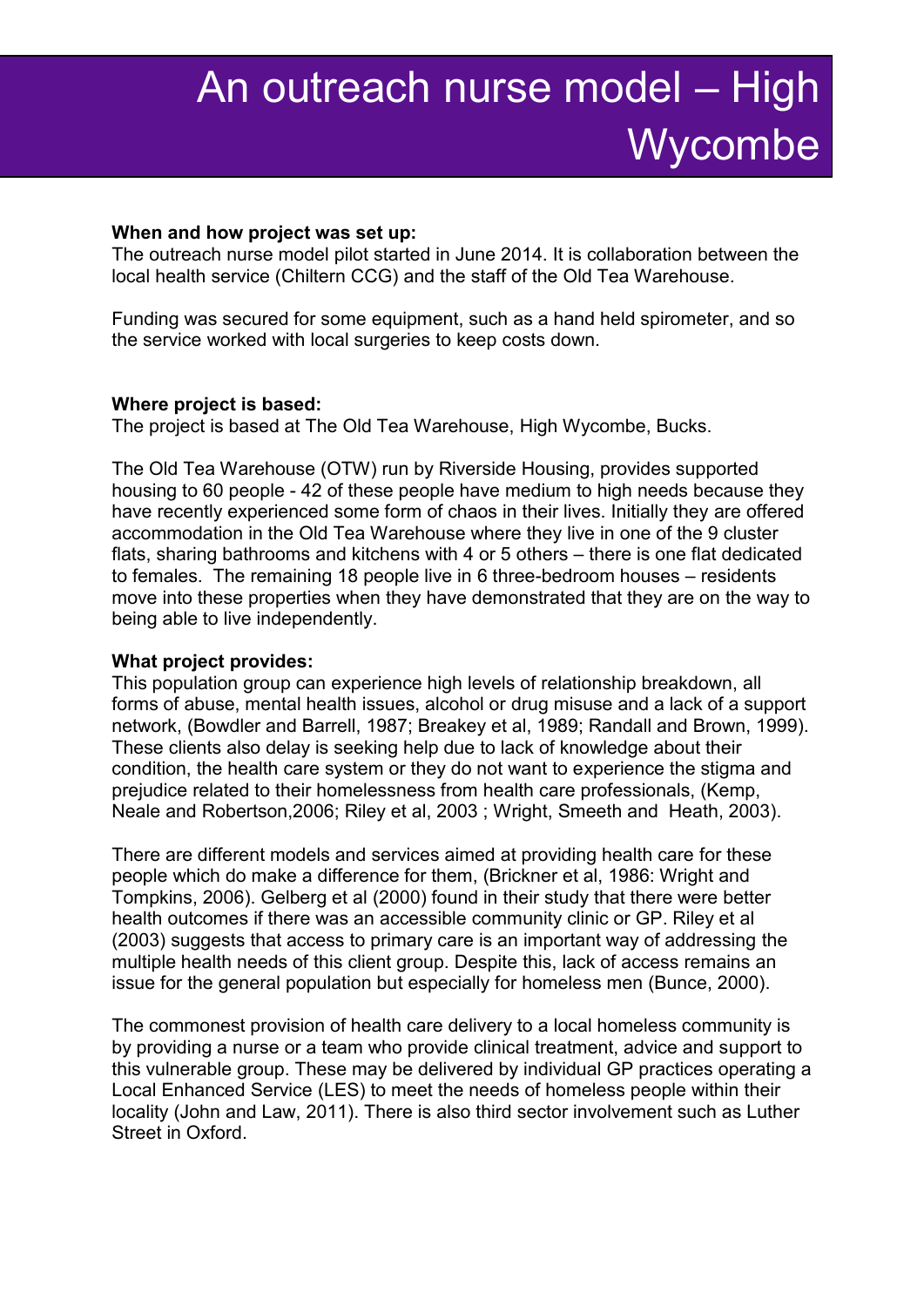# An outreach nurse model – High Wycombe

**When and how project was set up:**
The outreach nurse model pilot started in June 2014. It is collaboration between the local health service (Chiltern CCG) and the staff of the Old Tea Warehouse.

Funding was secured for some equipment, such as a hand held spirometer, and so the service worked with local surgeries to keep costs down.

**Where project is based:**
The project is based at The Old Tea Warehouse, High Wycombe, Bucks.

The Old Tea Warehouse (OTW) run by Riverside Housing, provides supported housing to 60 people - 42 of these people have medium to high needs because they have recently experienced some form of chaos in their lives. Initially they are offered accommodation in the Old Tea Warehouse where they live in one of the 9 cluster flats, sharing bathrooms and kitchens with 4 or 5 others – there is one flat dedicated to females. The remaining 18 people live in 6 three-bedroom houses – residents move into these properties when they have demonstrated that they are on the way to being able to live independently.

**What project provides:**
This population group can experience high levels of relationship breakdown, all forms of abuse, mental health issues, alcohol or drug misuse and a lack of a support network, (Bowdler and Barrell, 1987; Breakey et al, 1989; Randall and Brown, 1999). These clients also delay is seeking help due to lack of knowledge about their condition, the health care system or they do not want to experience the stigma and prejudice related to their homelessness from health care professionals, (Kemp, Neale and Robertson,2006; Riley et al, 2003 ; Wright, Smeeth and Heath, 2003).

There are different models and services aimed at providing health care for these people which do make a difference for them, (Brickner et al, 1986: Wright and Tompkins, 2006). Gelberg et al (2000) found in their study that there were better health outcomes if there was an accessible community clinic or GP. Riley et al (2003) suggests that access to primary care is an important way of addressing the multiple health needs of this client group. Despite this, lack of access remains an issue for the general population but especially for homeless men (Bunce, 2000).

The commonest provision of health care delivery to a local homeless community is by providing a nurse or a team who provide clinical treatment, advice and support to this vulnerable group. These may be delivered by individual GP practices operating a Local Enhanced Service (LES) to meet the needs of homeless people within their locality (John and Law, 2011). There is also third sector involvement such as Luther Street in Oxford.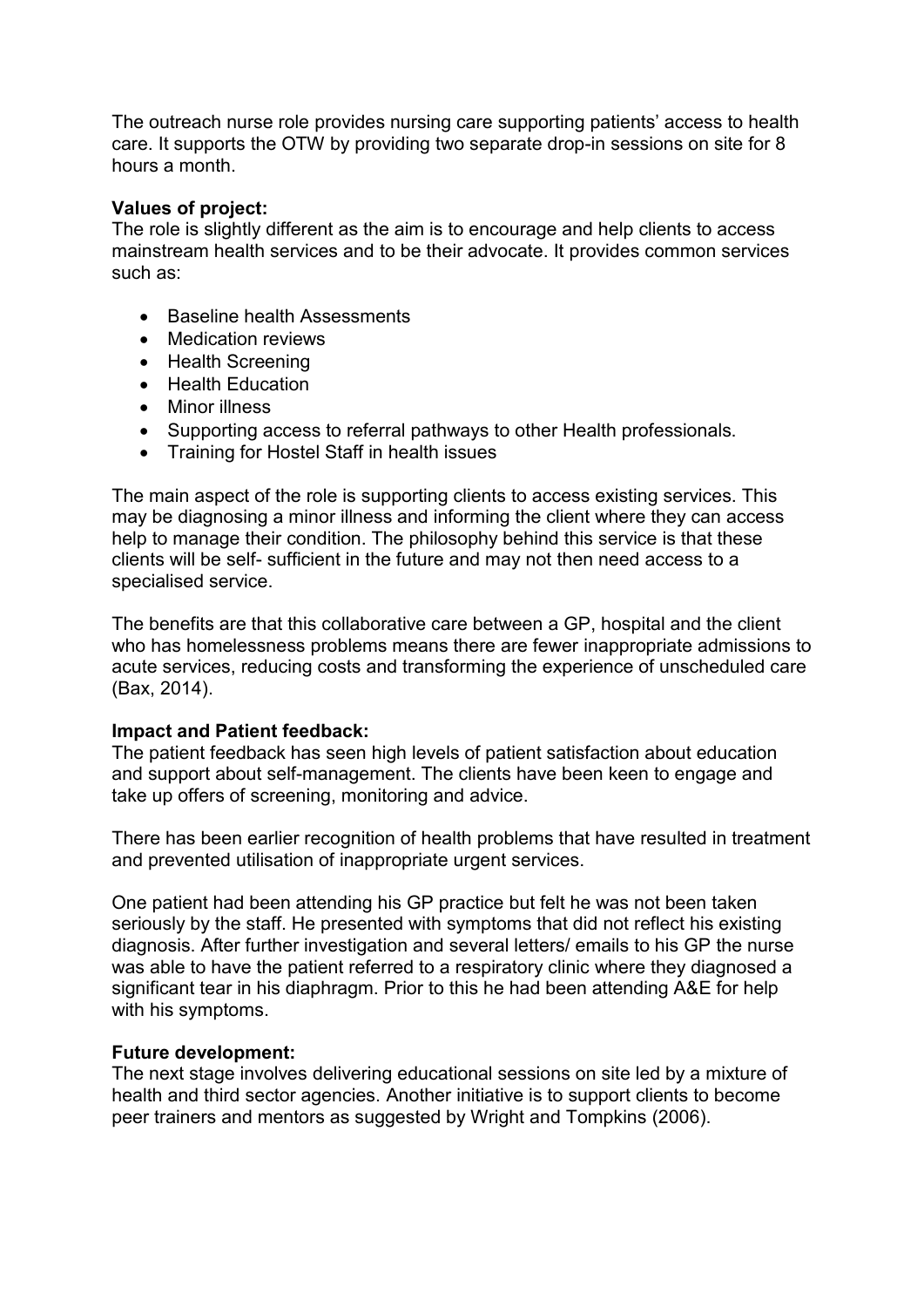The outreach nurse role provides nursing care supporting patients' access to health care. It supports the OTW by providing two separate drop-in sessions on site for 8 hours a month.

**Values of project:**

The role is slightly different as the aim is to encourage and help clients to access mainstream health services and to be their advocate. It provides common services such as:

- Baseline health Assessments
- Medication reviews
- Health Screening
- Health Education
- Minor illness
- Supporting access to referral pathways to other Health professionals.
- Training for Hostel Staff in health issues

The main aspect of the role is supporting clients to access existing services. This may be diagnosing a minor illness and informing the client where they can access help to manage their condition. The philosophy behind this service is that these clients will be self- sufficient in the future and may not then need access to a specialised service.

The benefits are that this collaborative care between a GP, hospital and the client who has homelessness problems means there are fewer inappropriate admissions to acute services, reducing costs and transforming the experience of unscheduled care (Bax, 2014).

**Impact and Patient feedback:**

The patient feedback has seen high levels of patient satisfaction about education and support about self-management. The clients have been keen to engage and take up offers of screening, monitoring and advice.

There has been earlier recognition of health problems that have resulted in treatment and prevented utilisation of inappropriate urgent services.

One patient had been attending his GP practice but felt he was not been taken seriously by the staff. He presented with symptoms that did not reflect his existing diagnosis. After further investigation and several letters/ emails to his GP the nurse was able to have the patient referred to a respiratory clinic where they diagnosed a significant tear in his diaphragm. Prior to this he had been attending A&E for help with his symptoms.

**Future development:**

The next stage involves delivering educational sessions on site led by a mixture of health and third sector agencies. Another initiative is to support clients to become peer trainers and mentors as suggested by Wright and Tompkins (2006).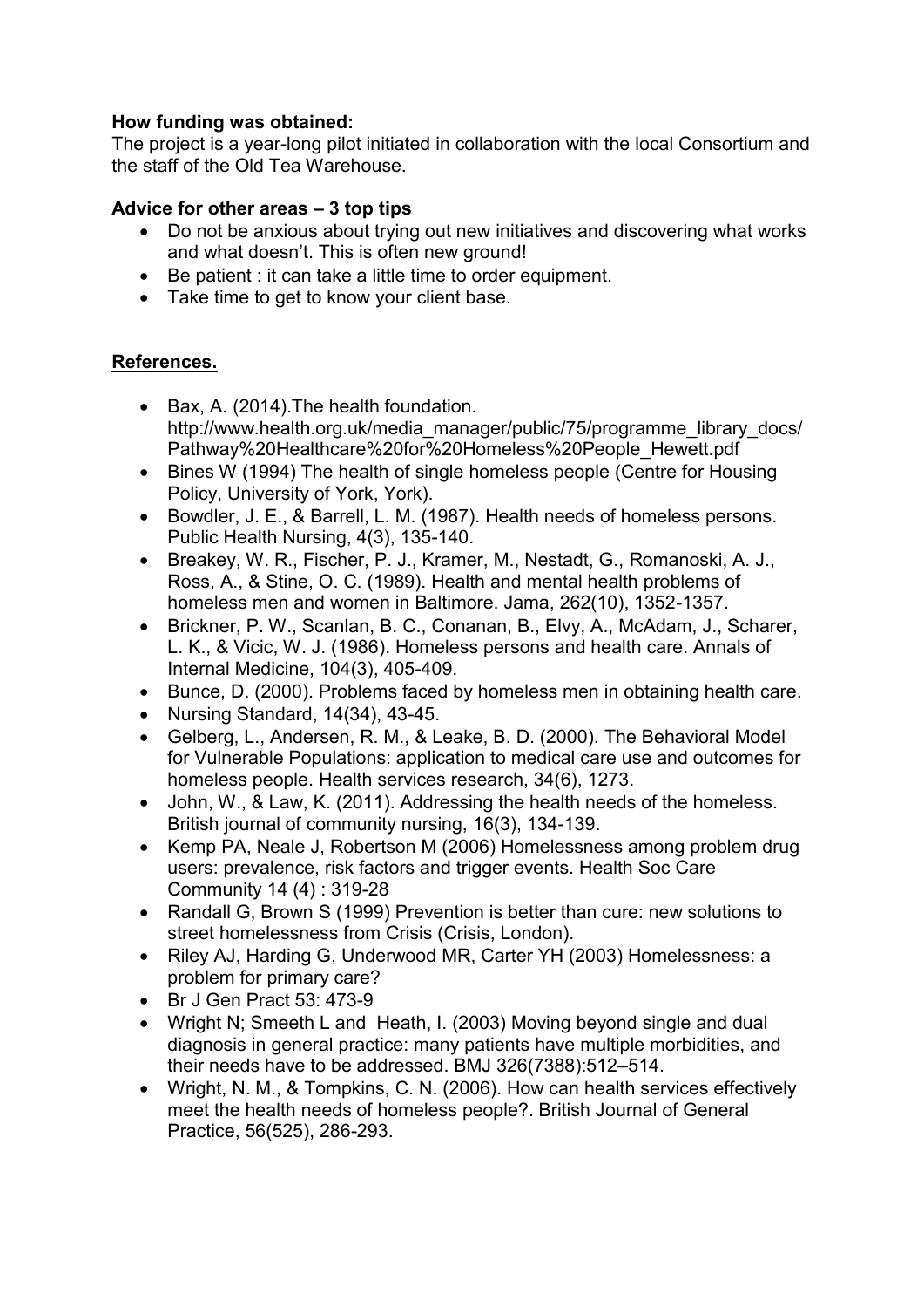**How funding was obtained:**
The project is a year-long pilot initiated in collaboration with the local Consortium and the staff of the Old Tea Warehouse.

**Advice for other areas – 3 top tips**

- Do not be anxious about trying out new initiatives and discovering what works and what doesn't. This is often new ground!
- Be patient : it can take a little time to order equipment.
- Take time to get to know your client base.

**References.**

- Bax, A. (2014).The health foundation. http://www.health.org.uk/media_manager/public/75/programme_library_docs/Pathway%20Healthcare%20for%20Homeless%20People_Hewett.pdf
- Bines W (1994) The health of single homeless people (Centre for Housing Policy, University of York, York).
- Bowdler, J. E., & Barrell, L. M. (1987). Health needs of homeless persons. Public Health Nursing, 4(3), 135-140.
- Breakey, W. R., Fischer, P. J., Kramer, M., Nestadt, G., Romanoski, A. J., Ross, A., & Stine, O. C. (1989). Health and mental health problems of homeless men and women in Baltimore. Jama, 262(10), 1352-1357.
- Brickner, P. W., Scanlan, B. C., Conanan, B., Elvy, A., McAdam, J., Scharer, L. K., & Vicic, W. J. (1986). Homeless persons and health care. Annals of Internal Medicine, 104(3), 405-409.
- Bunce, D. (2000). Problems faced by homeless men in obtaining health care.
- Nursing Standard, 14(34), 43-45.
- Gelberg, L., Andersen, R. M., & Leake, B. D. (2000). The Behavioral Model for Vulnerable Populations: application to medical care use and outcomes for homeless people. Health services research, 34(6), 1273.
- John, W., & Law, K. (2011). Addressing the health needs of the homeless. British journal of community nursing, 16(3), 134-139.
- Kemp PA, Neale J, Robertson M (2006) Homelessness among problem drug users: prevalence, risk factors and trigger events. Health Soc Care Community 14 (4) : 319-28
- Randall G, Brown S (1999) Prevention is better than cure: new solutions to street homelessness from Crisis (Crisis, London).
- Riley AJ, Harding G, Underwood MR, Carter YH (2003) Homelessness: a problem for primary care?
- Br J Gen Pract 53: 473-9
- Wright N; Smeeth L and Heath, I. (2003) Moving beyond single and dual diagnosis in general practice: many patients have multiple morbidities, and their needs have to be addressed. BMJ 326(7388):512–514.
- Wright, N. M., & Tompkins, C. N. (2006). How can health services effectively meet the health needs of homeless people?. British Journal of General Practice, 56(525), 286-293.